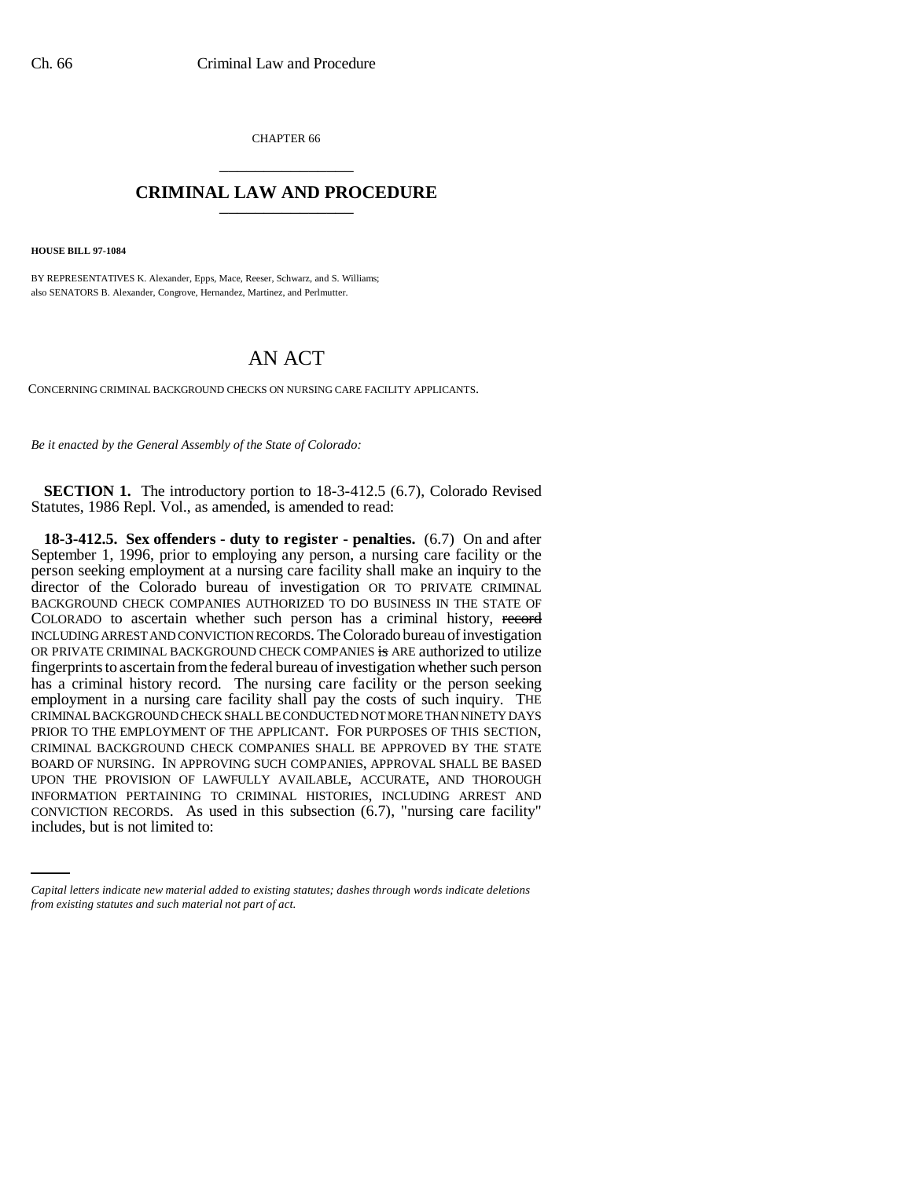CHAPTER 66

# CRIMINAL LAW AND PROCEDURE

**HOUSE BILL 97-1084**

BY REPRESENTATIVES K. Alexander, Epps, Mace, Reeser, Schwarz, and S. Williams;
also SENATORS B. Alexander, Congrove, Hernandez, Martinez, and Perlmutter.

# AN ACT

CONCERNING CRIMINAL BACKGROUND CHECKS ON NURSING CARE FACILITY APPLICANTS.

*Be it enacted by the General Assembly of the State of Colorado:*

**SECTION 1.** The introductory portion to 18-3-412.5 (6.7), Colorado Revised Statutes, 1986 Repl. Vol., as amended, is amended to read:

**18-3-412.5. Sex offenders - duty to register - penalties.** (6.7) On and after September 1, 1996, prior to employing any person, a nursing care facility or the person seeking employment at a nursing care facility shall make an inquiry to the director of the Colorado bureau of investigation OR TO PRIVATE CRIMINAL BACKGROUND CHECK COMPANIES AUTHORIZED TO DO BUSINESS IN THE STATE OF COLORADO to ascertain whether such person has a criminal history, ~~record~~ INCLUDING ARREST AND CONVICTION RECORDS. The Colorado bureau of investigation OR PRIVATE CRIMINAL BACKGROUND CHECK COMPANIES ~~is~~ ARE authorized to utilize fingerprints to ascertain from the federal bureau of investigation whether such person has a criminal history record. The nursing care facility or the person seeking employment in a nursing care facility shall pay the costs of such inquiry. THE CRIMINAL BACKGROUND CHECK SHALL BE CONDUCTED NOT MORE THAN NINETY DAYS PRIOR TO THE EMPLOYMENT OF THE APPLICANT. FOR PURPOSES OF THIS SECTION, CRIMINAL BACKGROUND CHECK COMPANIES SHALL BE APPROVED BY THE STATE BOARD OF NURSING. IN APPROVING SUCH COMPANIES, APPROVAL SHALL BE BASED UPON THE PROVISION OF LAWFULLY AVAILABLE, ACCURATE, AND THOROUGH INFORMATION PERTAINING TO CRIMINAL HISTORIES, INCLUDING ARREST AND CONVICTION RECORDS. As used in this subsection (6.7), "nursing care facility" includes, but is not limited to:

*Capital letters indicate new material added to existing statutes; dashes through words indicate deletions from existing statutes and such material not part of act.*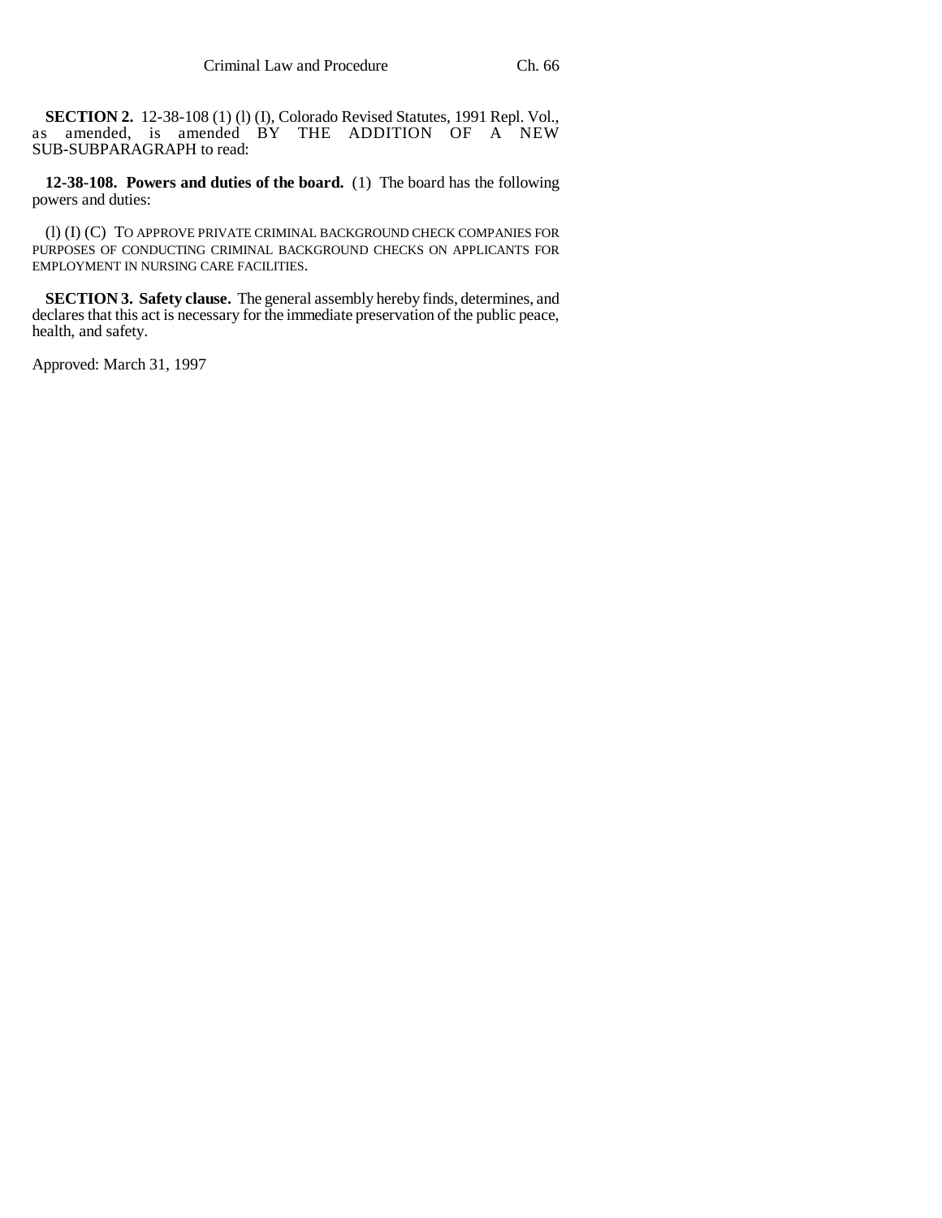**SECTION 2.** 12-38-108 (1) (l) (I), Colorado Revised Statutes, 1991 Repl. Vol., as amended, is amended BY THE ADDITION OF A NEW SUB-SUBPARAGRAPH to read:

**12-38-108. Powers and duties of the board.** (1) The board has the following powers and duties:

(l) (I) (C) TO APPROVE PRIVATE CRIMINAL BACKGROUND CHECK COMPANIES FOR PURPOSES OF CONDUCTING CRIMINAL BACKGROUND CHECKS ON APPLICANTS FOR EMPLOYMENT IN NURSING CARE FACILITIES.

**SECTION 3. Safety clause.** The general assembly hereby finds, determines, and declares that this act is necessary for the immediate preservation of the public peace, health, and safety.

Approved: March 31, 1997